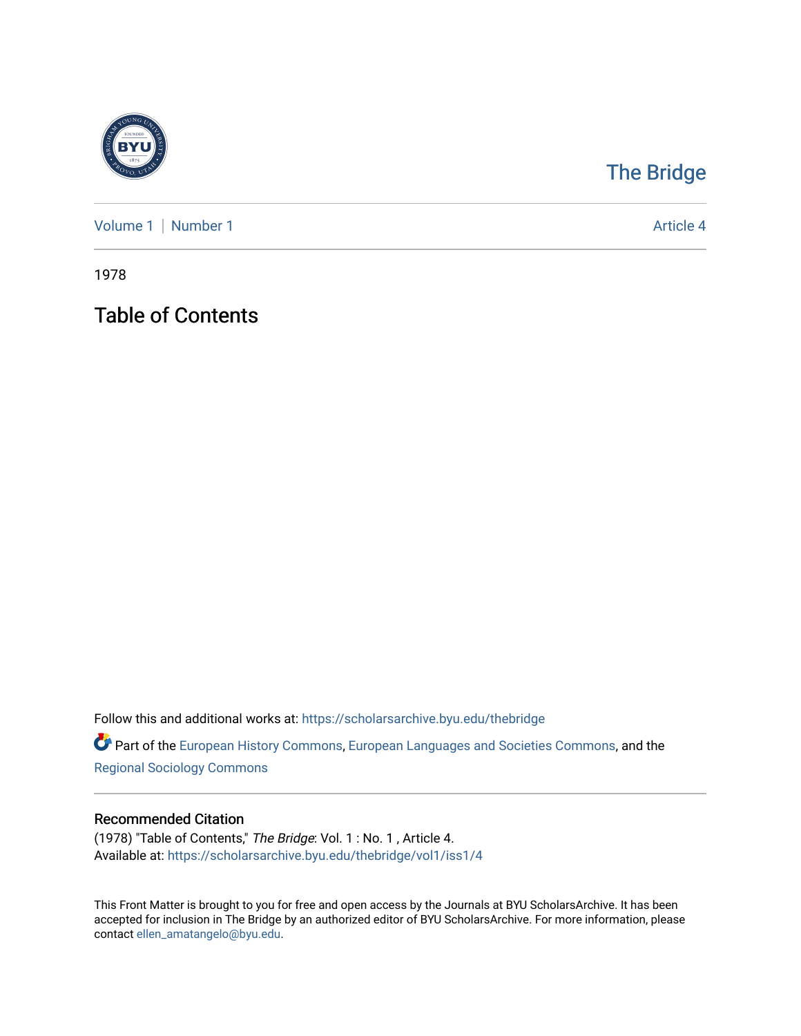# The Bridge

Volume 1 | Number 1

Article 4

1978

## Table of Contents

Follow this and additional works at: https://scholarsarchive.byu.edu/thebridge

Part of the European History Commons, European Languages and Societies Commons, and the Regional Sociology Commons

### Recommended Citation

(1978) "Table of Contents," *The Bridge*: Vol. 1 : No. 1 , Article 4.
Available at: https://scholarsarchive.byu.edu/thebridge/vol1/iss1/4

This Front Matter is brought to you for free and open access by the Journals at BYU ScholarsArchive. It has been accepted for inclusion in The Bridge by an authorized editor of BYU ScholarsArchive. For more information, please contact ellen_amatangelo@byu.edu.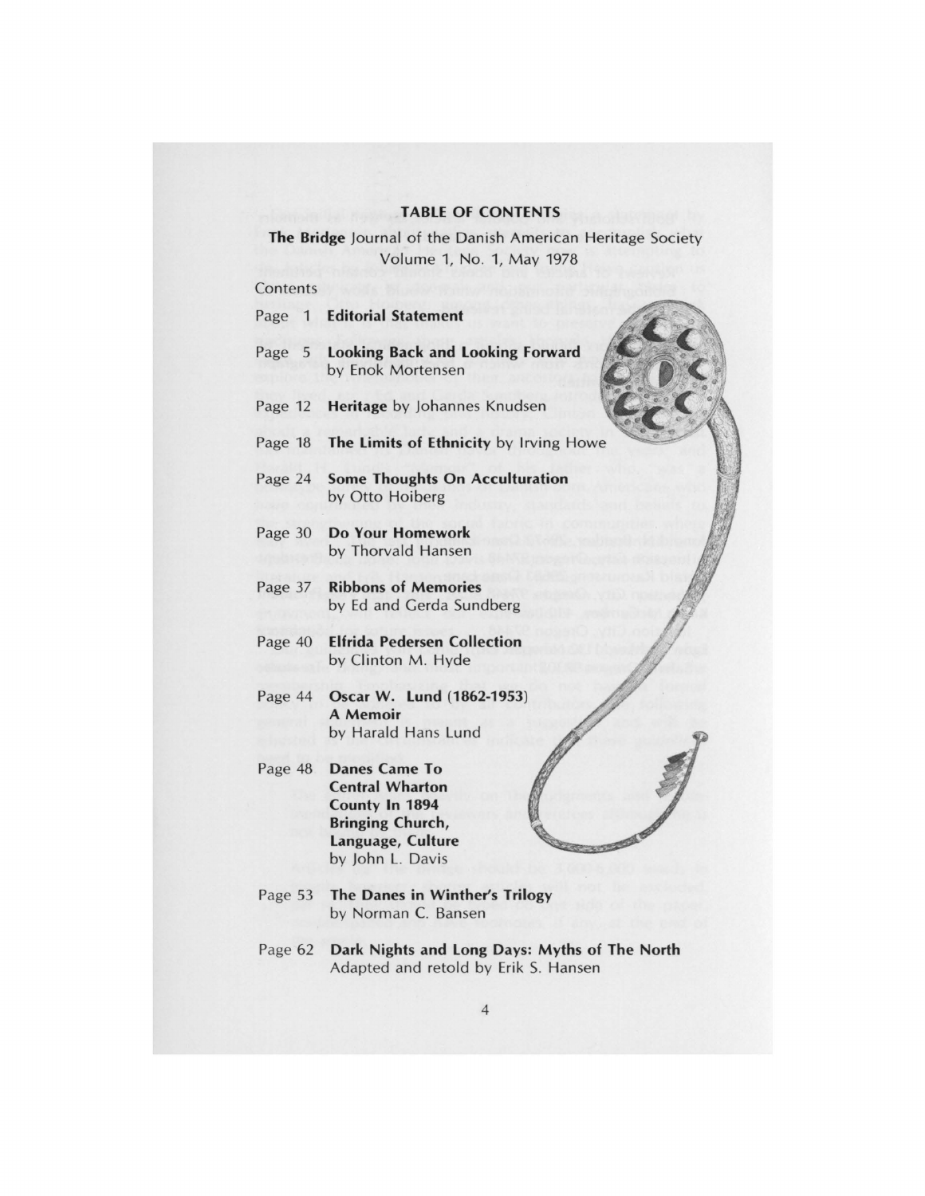# TABLE OF CONTENTS

**The Bridge** Journal of the Danish American Heritage Society
Volume 1, No. 1, May 1978

Contents

Page 1 **Editorial Statement**

Page 5 **Looking Back and Looking Forward**
by Enok Mortensen

Page 12 **Heritage** by Johannes Knudsen

Page 18 **The Limits of Ethnicity** by Irving Howe

Page 24 **Some Thoughts On Acculturation**
by Otto Hoiberg

Page 30 **Do Your Homework**
by Thorvald Hansen

Page 37 **Ribbons of Memories**
by Ed and Gerda Sundberg

Page 40 **Elfrida Pedersen Collection**
by Clinton M. Hyde

Page 44 **Oscar W. Lund (1862-1953)**
**A Memoir**
by Harald Hans Lund

Page 48 **Danes Came To Central Wharton County In 1894 Bringing Church, Language, Culture**
by John L. Davis

Page 53 **The Danes in Winther's Trilogy**
by Norman C. Bansen

Page 62 **Dark Nights and Long Days: Myths of The North**
Adapted and retold by Erik S. Hansen